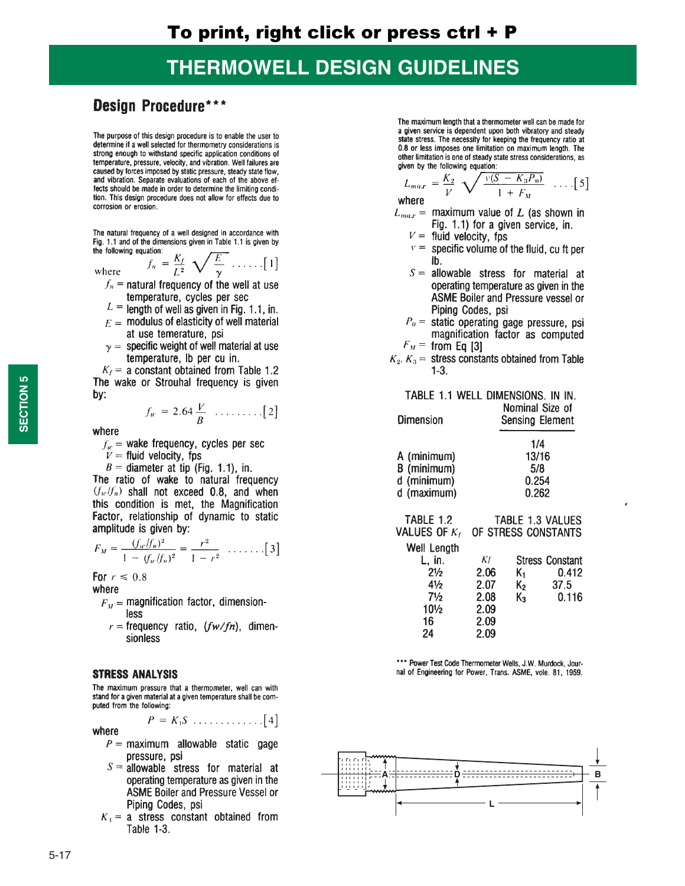To print, right click or press ctrl + P

# THERMOWELL DESIGN GUIDELINES

## Design Procedure***

The purpose of this design procedure is to enable the user to determine if a well selected for thermometry considerations is strong enough to withstand specific application conditions of temperature, pressure, velocity, and vibration. Well failures are caused by forces imposed by static pressure, steady state flow, and vibration. Separate evaluations of each of the above effects should be made in order to determine the limiting condition. This design procedure does not allow for effects due to corrosion or erosion.

The natural frequency of a well designed in accordance with Fig. 1.1 and of the dimensions given in Table 1.1 is given by the following equation:

$$f_n = \frac{K_f}{L^2}\sqrt{\frac{E}{\gamma}} \quad \ldots\ldots[1]$$

where

$f_n$ = natural frequency of the well at use temperature, cycles per sec
$L$ = length of well as given in Fig. 1.1, in.
$E$ = modulus of elasticity of well material at use temerature, psi
$\gamma$ = specific weight of well material at use temperature, lb per cu in.
$K_f$ = a constant obtained from Table 1.2

The wake or Strouhal frequency is given by:

$$f_w = 2.64\frac{V}{B} \quad \ldots\ldots\ldots[2]$$

where

$f_w$ = wake frequency, cycles per sec
$V$ = fluid velocity, fps
$B$ = diameter at tip (Fig. 1.1), in.

The ratio of wake to natural frequency ($f_w/f_n$) shall not exceed 0.8, and when this condition is met, the Magnification Factor, relationship of dynamic to static amplitude is given by:

$$F_M = \frac{(f_w/f_n)^2}{1-(f_w/f_n)^2} = \frac{r^2}{1-r^2} \quad \ldots\ldots[3]$$

For $r \leqslant 0.8$

where

$F_M$ = magnification factor, dimensionless
$r$ = frequency ratio, ($fw/fn$), dimensionless

### STRESS ANALYSIS

The maximum pressure that a thermometer, well can with stand for a given material at a given temperature shall be computed from the following:

$$P = K_1 S \quad \ldots\ldots\ldots\ldots[4]$$

where

$P$ = maximum allowable static gage pressure, psi
$S$ = allowable stress for material at operating temperature as given in the ASME Boiler and Pressure Vessel or Piping Codes, psi
$K_1$ = a stress constant obtained from Table 1-3.

The maximum length that a thermometer well can be made for a given service is dependent upon both vibratory and steady state stress. The necessity for keeping the frequency ratio at 0.8 or less imposes one limitation on maximum length. The other limitation is one of steady state stress considerations, as given by the following equation:

$$L_{max} = \frac{K_2}{V}\sqrt{\frac{v(S-K_3P_0)}{1+F_M}} \quad \ldots[5]$$

where

$L_{max}$ = maximum value of $L$ (as shown in Fig. 1.1) for a given service, in.
$V$ = fluid velocity, fps
$v$ = specific volume of the fluid, cu ft per lb.
$S$ = allowable stress for material at operating temperature as given in the ASME Boiler and Pressure vessel or Piping Codes, psi
$P_0$ = static operating gage pressure, psi
$F_M$ = magnification factor as computed from Eq [3]
$K_2, K_3$ = stress constants obtained from Table 1-3.

TABLE 1.1 WELL DIMENSIONS. IN IN.

| Dimension | Nominal Size of Sensing Element |
|---|---|
| | 1/4 |
| A (minimum) | 13/16 |
| B (minimum) | 5/8 |
| d (minimum) | 0.254 |
| d (maximum) | 0.262 |

TABLE 1.2 VALUES OF $K_f$

| Well Length L, in. | $K_f$ |
|---|---|
| 2½ | 2.06 |
| 4½ | 2.07 |
| 7½ | 2.08 |
| 10½ | 2.09 |
| 16 | 2.09 |
| 24 | 2.09 |

TABLE 1.3 VALUES OF STRESS CONSTANTS

| Stress Constant | |
|---|---|
| $K_1$ | 0.412 |
| $K_2$ | 37.5 |
| $K_3$ | 0.116 |

*** Power Test Code Thermometer Wells, J.W. Murdock, Journal of Engineering for Power, Trans. ASME, vole. 81, 1959.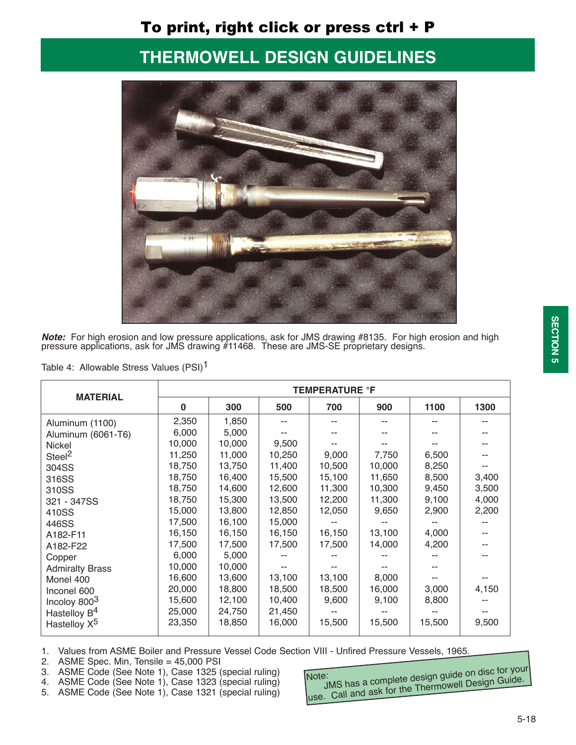To print, right click or press ctrl + P

# THERMOWELL DESIGN GUIDELINES

***Note:*** For high erosion and low pressure applications, ask for JMS drawing #8135. For high erosion and high pressure applications, ask for JMS drawing #11468. These are JMS-SE proprietary designs.

Table 4: Allowable Stress Values (PSI)[1]

| MATERIAL | TEMPERATURE °F | | | | | | |
|---|---|---|---|---|---|---|---|
| | 0 | 300 | 500 | 700 | 900 | 1100 | 1300 |
| Aluminum (1100) | 2,350 | 1,850 | -- | -- | -- | -- | -- |
| Aluminum (6061-T6) | 6,000 | 5,000 | -- | -- | -- | -- | -- |
| Nickel | 10,000 | 10,000 | 9,500 | -- | -- | -- | -- |
| Steel[2] | 11,250 | 11,000 | 10,250 | 9,000 | 7,750 | 6,500 | -- |
| 304SS | 18,750 | 13,750 | 11,400 | 10,500 | 10,000 | 8,250 | -- |
| 316SS | 18,750 | 16,400 | 15,500 | 15,100 | 11,650 | 8,500 | 3,400 |
| 310SS | 18,750 | 14,600 | 12,600 | 11,300 | 10,300 | 9,450 | 3,500 |
| 321 - 347SS | 18,750 | 15,300 | 13,500 | 12,200 | 11,300 | 9,100 | 4,000 |
| 410SS | 15,000 | 13,800 | 12,850 | 12,050 | 9,650 | 2,900 | 2,200 |
| 446SS | 17,500 | 16,100 | 15,000 | -- | -- | -- | -- |
| A182-F11 | 16,150 | 16,150 | 16,150 | 16,150 | 13,100 | 4,000 | -- |
| A182-F22 | 17,500 | 17,500 | 17,500 | 17,500 | 14,000 | 4,200 | -- |
| Copper | 6,000 | 5,000 | -- | -- | -- | -- | -- |
| Admiralty Brass | 10,000 | 10,000 | -- | -- | -- | -- | |
| Monel 400 | 16,600 | 13,600 | 13,100 | 13,100 | 8,000 | -- | -- |
| Inconel 600 | 20,000 | 18,800 | 18,500 | 18,500 | 16,000 | 3,000 | 4,150 |
| Incoloy 800[3] | 15,600 | 12,100 | 10,400 | 9,600 | 9,100 | 8,800 | -- |
| Hastelloy B[4] | 25,000 | 24,750 | 21,450 | -- | -- | -- | -- |
| Hastelloy X[5] | 23,350 | 18,850 | 16,000 | 15,500 | 15,500 | 15,500 | 9,500 |

1. Values from ASME Boiler and Pressure Vessel Code Section VIII - Unfired Pressure Vessels, 1965.
2. ASME Spec. Min, Tensile = 45,000 PSI
3. ASME Code (See Note 1), Case 1325 (special ruling)
4. ASME Code (See Note 1), Case 1323 (special ruling)
5. ASME Code (See Note 1), Case 1321 (special ruling)

Note:
JMS has a complete design guide on disc for your use. Call and ask for the Thermowell Design Guide.